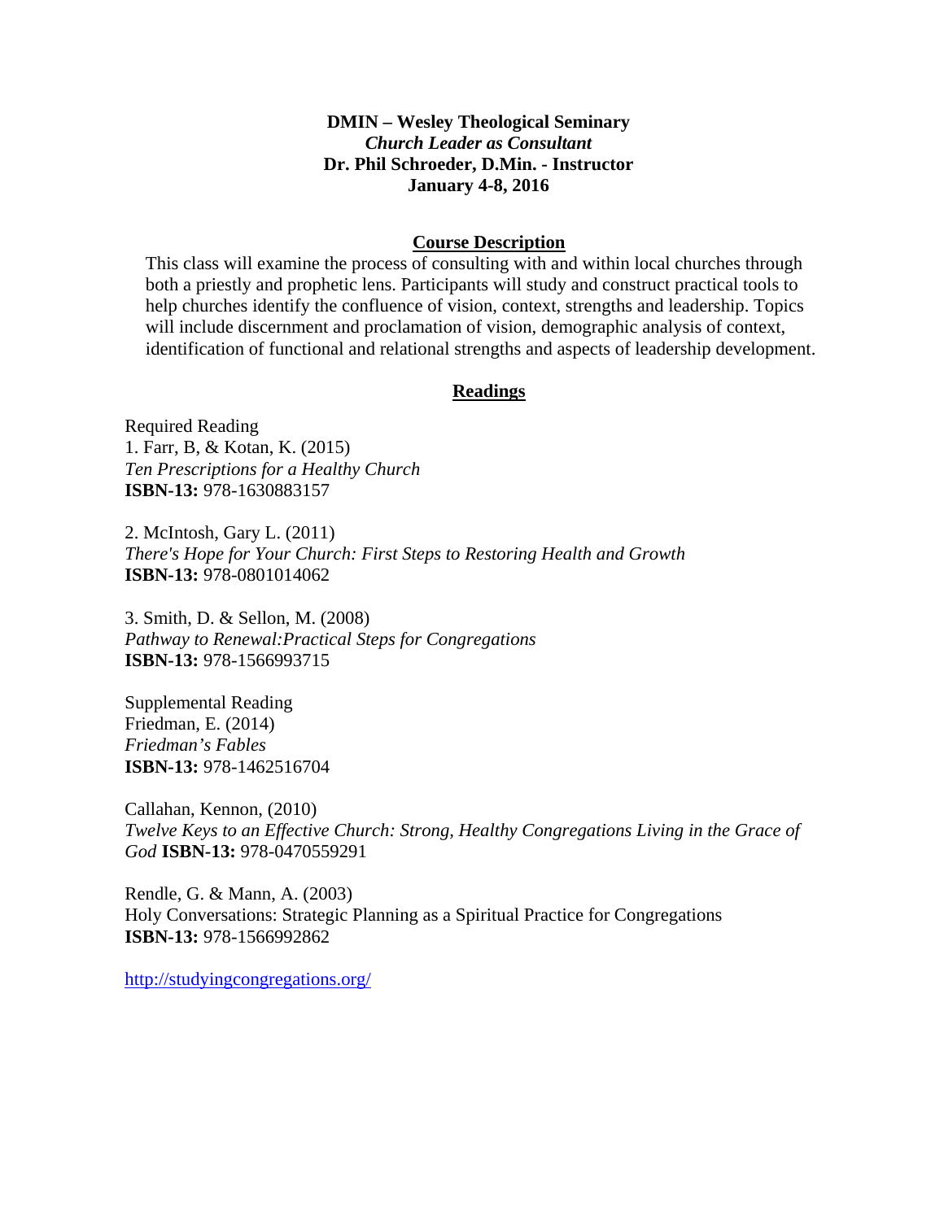**DMIN – Wesley Theological Seminary**
***Church Leader as Consultant***
**Dr. Phil Schroeder, D.Min. - Instructor**
**January 4-8, 2016**

## Course Description

This class will examine the process of consulting with and within local churches through both a priestly and prophetic lens. Participants will study and construct practical tools to help churches identify the confluence of vision, context, strengths and leadership. Topics will include discernment and proclamation of vision, demographic analysis of context, identification of functional and relational strengths and aspects of leadership development.

## Readings

Required Reading

1. Farr, B, & Kotan, K. (2015)
*Ten Prescriptions for a Healthy Church*
**ISBN-13:** 978-1630883157

2. McIntosh, Gary L. (2011)
*There's Hope for Your Church: First Steps to Restoring Health and Growth*
**ISBN-13:** 978-0801014062

3. Smith, D. & Sellon, M. (2008)
*Pathway to Renewal:Practical Steps for Congregations*
**ISBN-13:** 978-1566993715

Supplemental Reading

Friedman, E. (2014)
*Friedman's Fables*
**ISBN-13:** 978-1462516704

Callahan, Kennon, (2010)
*Twelve Keys to an Effective Church: Strong, Healthy Congregations Living in the Grace of God* **ISBN-13:** 978-0470559291

Rendle, G. & Mann, A. (2003)
Holy Conversations: Strategic Planning as a Spiritual Practice for Congregations
**ISBN-13:** 978-1566992862

http://studyingcongregations.org/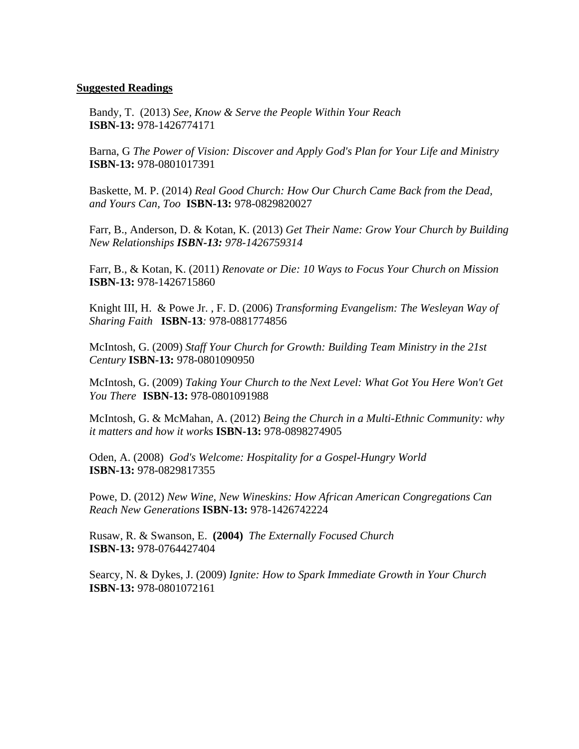**<u>Suggested Readings</u>**

Bandy, T. (2013) *See, Know & Serve the People Within Your Reach* **ISBN-13:** 978-1426774171

Barna, G *The Power of Vision: Discover and Apply God's Plan for Your Life and Ministry* **ISBN-13:** 978-0801017391

Baskette, M. P. (2014) *Real Good Church: How Our Church Came Back from the Dead, and Yours Can, Too* **ISBN-13:** 978-0829820027

Farr, B., Anderson, D. & Kotan, K. (2013) *Get Their Name: Grow Your Church by Building New Relationships* ***ISBN-13: 978-1426759314***

Farr, B., & Kotan, K. (2011) *Renovate or Die: 10 Ways to Focus Your Church on Mission* **ISBN-13:** 978-1426715860

Knight III, H. & Powe Jr. , F. D. (2006) *Transforming Evangelism: The Wesleyan Way of Sharing Faith* **ISBN-13***:* 978-0881774856

McIntosh, G. (2009) *Staff Your Church for Growth: Building Team Ministry in the 21st Century* **ISBN-13:** 978-0801090950

McIntosh, G. (2009) *Taking Your Church to the Next Level: What Got You Here Won't Get You There* **ISBN-13:** 978-0801091988

McIntosh, G. & McMahan, A. (2012) *Being the Church in a Multi-Ethnic Community: why it matters and how it works* **ISBN-13:** 978-0898274905

Oden, A. (2008) *God's Welcome: Hospitality for a Gospel-Hungry World* **ISBN-13:** 978-0829817355

Powe, D. (2012) *New Wine, New Wineskins: How African American Congregations Can Reach New Generations* **ISBN-13:** 978-1426742224

Rusaw, R. & Swanson, E. **(2004)** *The Externally Focused Church* **ISBN-13:** 978-0764427404

Searcy, N. & Dykes, J. (2009) *Ignite: How to Spark Immediate Growth in Your Church* **ISBN-13:** 978-0801072161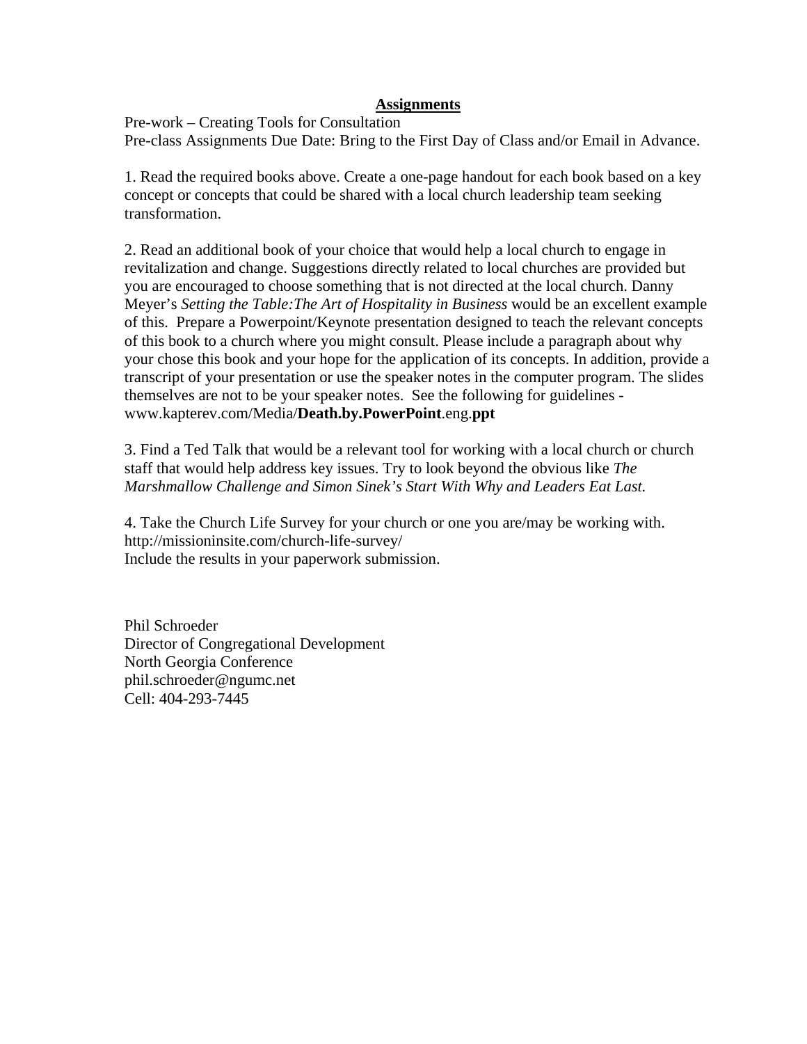**Assignments**

Pre-work – Creating Tools for Consultation
Pre-class Assignments Due Date: Bring to the First Day of Class and/or Email in Advance.

1. Read the required books above. Create a one-page handout for each book based on a key concept or concepts that could be shared with a local church leadership team seeking transformation.

2. Read an additional book of your choice that would help a local church to engage in revitalization and change. Suggestions directly related to local churches are provided but you are encouraged to choose something that is not directed at the local church. Danny Meyer's *Setting the Table:The Art of Hospitality in Business* would be an excellent example of this. Prepare a Powerpoint/Keynote presentation designed to teach the relevant concepts of this book to a church where you might consult. Please include a paragraph about why your chose this book and your hope for the application of its concepts. In addition, provide a transcript of your presentation or use the speaker notes in the computer program. The slides themselves are not to be your speaker notes. See the following for guidelines - www.kapterev.com/Media/**Death.by.PowerPoint**.eng.**ppt**

3. Find a Ted Talk that would be a relevant tool for working with a local church or church staff that would help address key issues. Try to look beyond the obvious like *The Marshmallow Challenge and Simon Sinek's Start With Why and Leaders Eat Last.*

4. Take the Church Life Survey for your church or one you are/may be working with.
http://missioninsite.com/church-life-survey/
Include the results in your paperwork submission.

Phil Schroeder
Director of Congregational Development
North Georgia Conference
phil.schroeder@ngumc.net
Cell: 404-293-7445